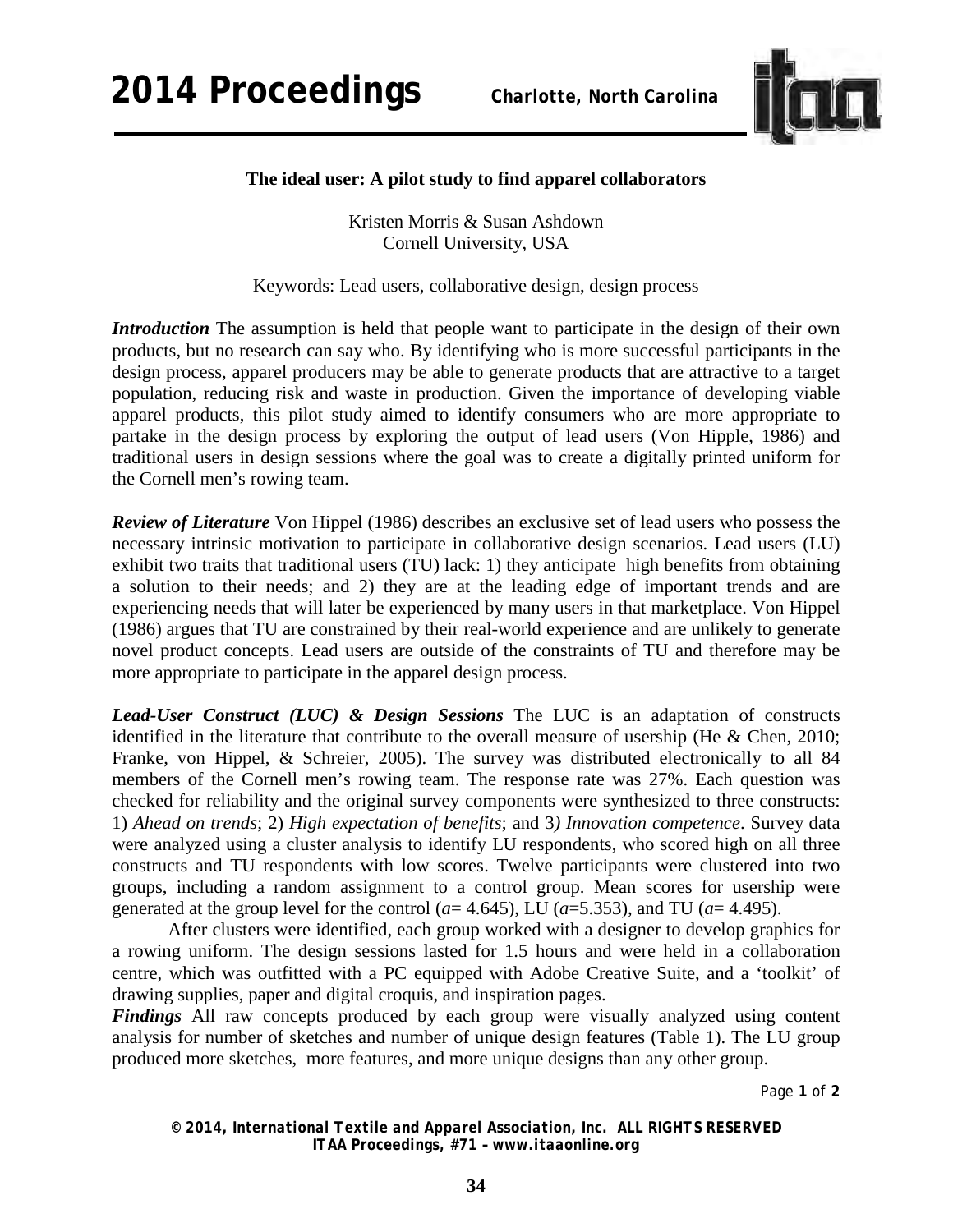## The ideal user: A pilot study to find apparel collaborators

Kristen Morris & Susan Ashdown
Cornell University, USA

Keywords: Lead users, collaborative design, design process

***Introduction*** The assumption is held that people want to participate in the design of their own products, but no research can say who. By identifying who is more successful participants in the design process, apparel producers may be able to generate products that are attractive to a target population, reducing risk and waste in production. Given the importance of developing viable apparel products, this pilot study aimed to identify consumers who are more appropriate to partake in the design process by exploring the output of lead users (Von Hipple, 1986) and traditional users in design sessions where the goal was to create a digitally printed uniform for the Cornell men's rowing team.

***Review of Literature*** Von Hippel (1986) describes an exclusive set of lead users who possess the necessary intrinsic motivation to participate in collaborative design scenarios. Lead users (LU) exhibit two traits that traditional users (TU) lack: 1) they anticipate high benefits from obtaining a solution to their needs; and 2) they are at the leading edge of important trends and are experiencing needs that will later be experienced by many users in that marketplace. Von Hippel (1986) argues that TU are constrained by their real-world experience and are unlikely to generate novel product concepts. Lead users are outside of the constraints of TU and therefore may be more appropriate to participate in the apparel design process.

***Lead-User Construct (LUC) & Design Sessions*** The LUC is an adaptation of constructs identified in the literature that contribute to the overall measure of usership (He & Chen, 2010; Franke, von Hippel, & Schreier, 2005). The survey was distributed electronically to all 84 members of the Cornell men's rowing team. The response rate was 27%. Each question was checked for reliability and the original survey components were synthesized to three constructs: 1) *Ahead on trends*; 2) *High expectation of benefits*; and 3*) Innovation competence*. Survey data were analyzed using a cluster analysis to identify LU respondents, who scored high on all three constructs and TU respondents with low scores. Twelve participants were clustered into two groups, including a random assignment to a control group. Mean scores for usership were generated at the group level for the control ($a$= 4.645), LU ($a$=5.353), and TU ($a$= 4.495).

After clusters were identified, each group worked with a designer to develop graphics for a rowing uniform. The design sessions lasted for 1.5 hours and were held in a collaboration centre, which was outfitted with a PC equipped with Adobe Creative Suite, and a 'toolkit' of drawing supplies, paper and digital croquis, and inspiration pages.

***Findings*** All raw concepts produced by each group were visually analyzed using content analysis for number of sketches and number of unique design features (Table 1). The LU group produced more sketches, more features, and more unique designs than any other group.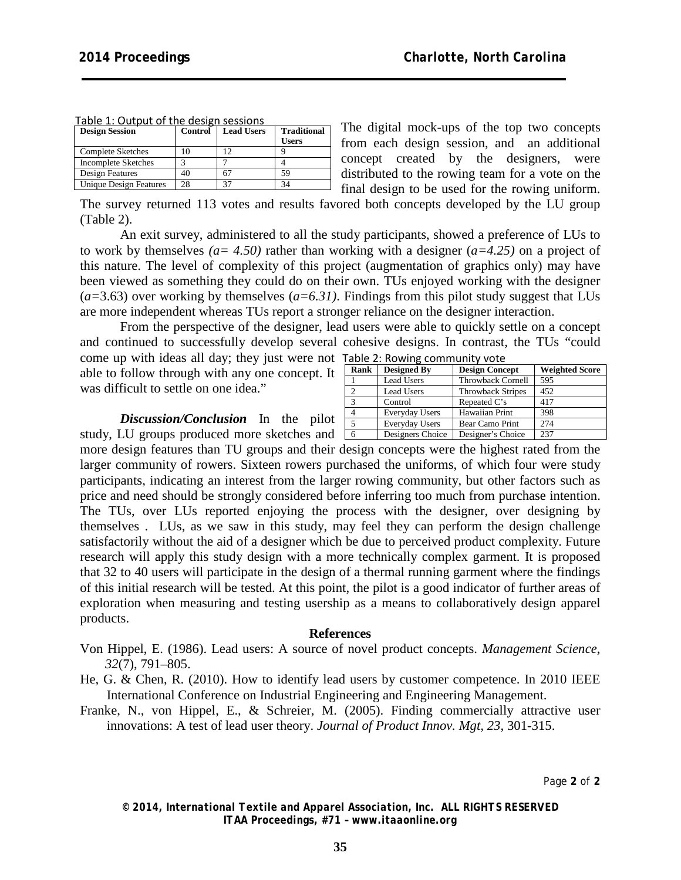Table 1: Output of the design sessions

| Design Session | Control | Lead Users | Traditional Users |
|---|---|---|---|
| Complete Sketches | 10 | 12 | 9 |
| Incomplete Sketches | 3 | 7 | 4 |
| Design Features | 40 | 67 | 59 |
| Unique Design Features | 28 | 37 | 34 |

The digital mock-ups of the top two concepts from each design session, and an additional concept created by the designers, were distributed to the rowing team for a vote on the final design to be used for the rowing uniform. The survey returned 113 votes and results favored both concepts developed by the LU group (Table 2).

An exit survey, administered to all the study participants, showed a preference of LUs to to work by themselves *(a= 4.50)* rather than working with a designer (*a=4.25)* on a project of this nature. The level of complexity of this project (augmentation of graphics only) may have been viewed as something they could do on their own. TUs enjoyed working with the designer (*a*=3.63) over working by themselves (*a=6.31)*. Findings from this pilot study suggest that LUs are more independent whereas TUs report a stronger reliance on the designer interaction.

From the perspective of the designer, lead users were able to quickly settle on a concept and continued to successfully develop several cohesive designs. In contrast, the TUs "could come up with ideas all day; they just were not able to follow through with any one concept. It was difficult to settle on one idea."

Table 2: Rowing community vote

| Rank | Designed By | Design Concept | Weighted Score |
|---|---|---|---|
| 1 | Lead Users | Throwback Cornell | 595 |
| 2 | Lead Users | Throwback Stripes | 452 |
| 3 | Control | Repeated C's | 417 |
| 4 | Everyday Users | Hawaiian Print | 398 |
| 5 | Everyday Users | Bear Camo Print | 274 |
| 6 | Designers Choice | Designer's Choice | 237 |

***Discussion/Conclusion*** In the pilot study, LU groups produced more sketches and more design features than TU groups and their design concepts were the highest rated from the larger community of rowers. Sixteen rowers purchased the uniforms, of which four were study participants, indicating an interest from the larger rowing community, but other factors such as price and need should be strongly considered before inferring too much from purchase intention. The TUs, over LUs reported enjoying the process with the designer, over designing by themselves . LUs, as we saw in this study, may feel they can perform the design challenge satisfactorily without the aid of a designer which be due to perceived product complexity. Future research will apply this study design with a more technically complex garment. It is proposed that 32 to 40 users will participate in the design of a thermal running garment where the findings of this initial research will be tested. At this point, the pilot is a good indicator of further areas of exploration when measuring and testing usership as a means to collaboratively design apparel products.

## References

Von Hippel, E. (1986). Lead users: A source of novel product concepts. *Management Science, 32*(7), 791–805.

He, G. & Chen, R. (2010). How to identify lead users by customer competence. In 2010 IEEE International Conference on Industrial Engineering and Engineering Management.

Franke, N., von Hippel, E., & Schreier, M. (2005). Finding commercially attractive user innovations: A test of lead user theory. *Journal of Product Innov. Mgt, 23*, 301-315.

**© 2014, International Textile and Apparel Association, Inc. ALL RIGHTS RESERVED**
**ITAA Proceedings, #71 – www.itaaonline.org**